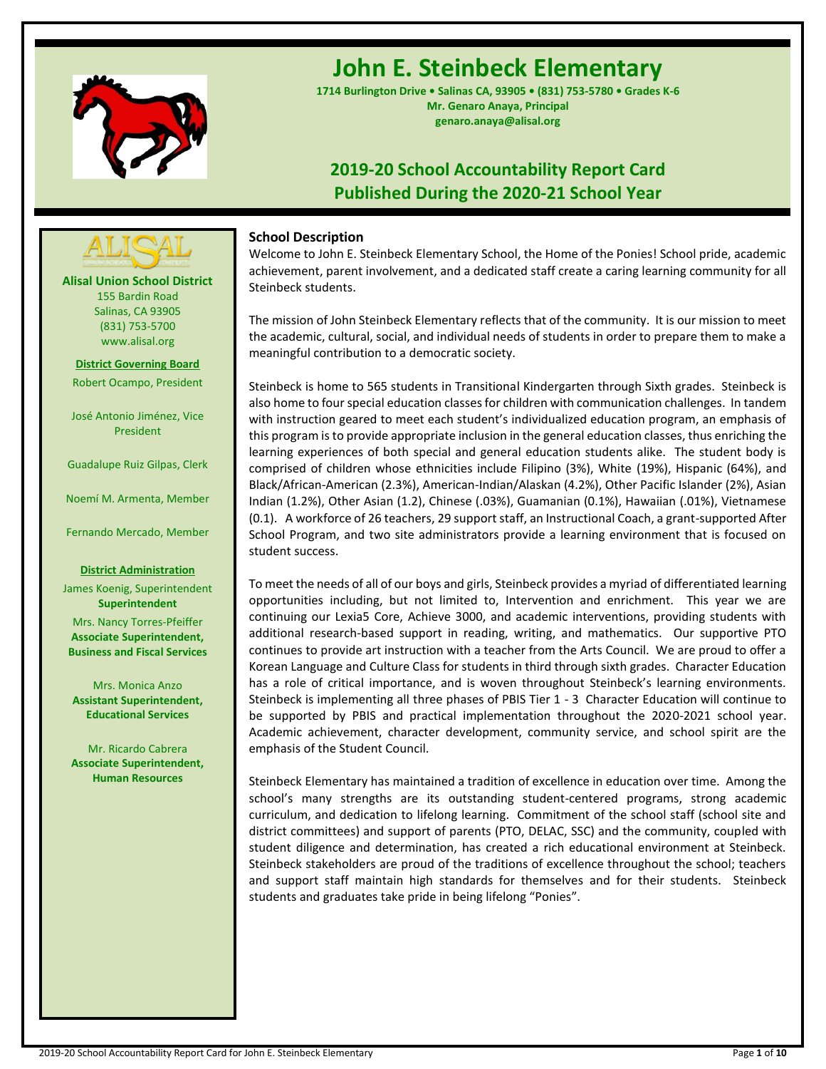# John E. Steinbeck Elementary

**1714 Burlington Drive • Salinas CA, 93905 • (831) 753-5780 • Grades K-6**
**Mr. Genaro Anaya, Principal**
**genaro.anaya@alisal.org**

## 2019-20 School Accountability Report Card
## Published During the 2020-21 School Year

**Alisal Union School District**
155 Bardin Road
Salinas, CA 93905
(831) 753-5700
www.alisal.org

**District Governing Board**

Robert Ocampo, President

José Antonio Jiménez, Vice President

Guadalupe Ruiz Gilpas, Clerk

Noemí M. Armenta, Member

Fernando Mercado, Member

**District Administration**

James Koenig, Superintendent
**Superintendent**

Mrs. Nancy Torres-Pfeiffer
**Associate Superintendent, Business and Fiscal Services**

Mrs. Monica Anzo
**Assistant Superintendent, Educational Services**

Mr. Ricardo Cabrera
**Associate Superintendent, Human Resources**

### School Description

Welcome to John E. Steinbeck Elementary School, the Home of the Ponies! School pride, academic achievement, parent involvement, and a dedicated staff create a caring learning community for all Steinbeck students.

The mission of John Steinbeck Elementary reflects that of the community. It is our mission to meet the academic, cultural, social, and individual needs of students in order to prepare them to make a meaningful contribution to a democratic society.

Steinbeck is home to 565 students in Transitional Kindergarten through Sixth grades. Steinbeck is also home to four special education classes for children with communication challenges. In tandem with instruction geared to meet each student's individualized education program, an emphasis of this program is to provide appropriate inclusion in the general education classes, thus enriching the learning experiences of both special and general education students alike. The student body is comprised of children whose ethnicities include Filipino (3%), White (19%), Hispanic (64%), and Black/African-American (2.3%), American-Indian/Alaskan (4.2%), Other Pacific Islander (2%), Asian Indian (1.2%), Other Asian (1.2), Chinese (.03%), Guamanian (0.1%), Hawaiian (.01%), Vietnamese (0.1). A workforce of 26 teachers, 29 support staff, an Instructional Coach, a grant-supported After School Program, and two site administrators provide a learning environment that is focused on student success.

To meet the needs of all of our boys and girls, Steinbeck provides a myriad of differentiated learning opportunities including, but not limited to, Intervention and enrichment. This year we are continuing our Lexia5 Core, Achieve 3000, and academic interventions, providing students with additional research-based support in reading, writing, and mathematics. Our supportive PTO continues to provide art instruction with a teacher from the Arts Council. We are proud to offer a Korean Language and Culture Class for students in third through sixth grades. Character Education has a role of critical importance, and is woven throughout Steinbeck's learning environments. Steinbeck is implementing all three phases of PBIS Tier 1 - 3 Character Education will continue to be supported by PBIS and practical implementation throughout the 2020-2021 school year. Academic achievement, character development, community service, and school spirit are the emphasis of the Student Council.

Steinbeck Elementary has maintained a tradition of excellence in education over time. Among the school's many strengths are its outstanding student-centered programs, strong academic curriculum, and dedication to lifelong learning. Commitment of the school staff (school site and district committees) and support of parents (PTO, DELAC, SSC) and the community, coupled with student diligence and determination, has created a rich educational environment at Steinbeck. Steinbeck stakeholders are proud of the traditions of excellence throughout the school; teachers and support staff maintain high standards for themselves and for their students. Steinbeck students and graduates take pride in being lifelong "Ponies".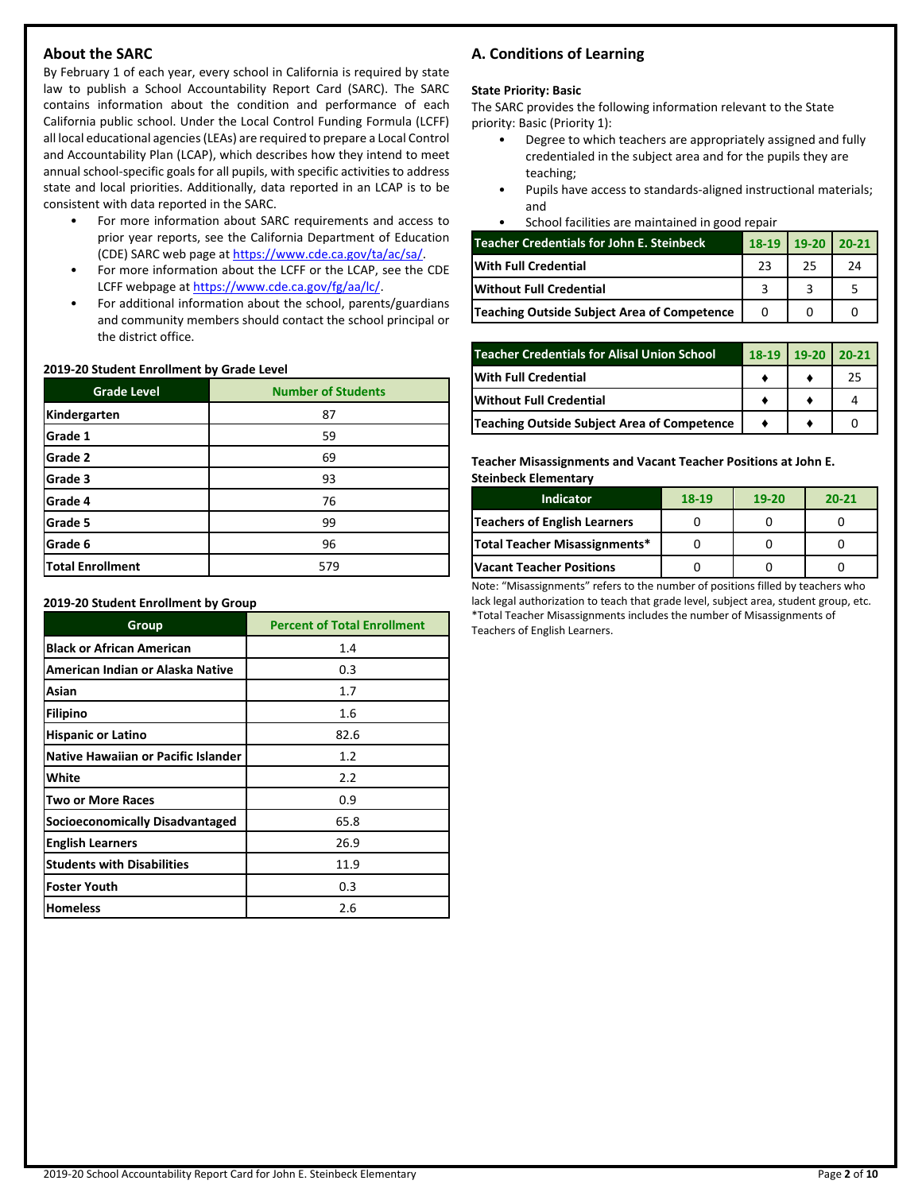## About the SARC

By February 1 of each year, every school in California is required by state law to publish a School Accountability Report Card (SARC). The SARC contains information about the condition and performance of each California public school. Under the Local Control Funding Formula (LCFF) all local educational agencies (LEAs) are required to prepare a Local Control and Accountability Plan (LCAP), which describes how they intend to meet annual school-specific goals for all pupils, with specific activities to address state and local priorities. Additionally, data reported in an LCAP is to be consistent with data reported in the SARC.

- For more information about SARC requirements and access to prior year reports, see the California Department of Education (CDE) SARC web page at https://www.cde.ca.gov/ta/ac/sa/.
- For more information about the LCFF or the LCAP, see the CDE LCFF webpage at https://www.cde.ca.gov/fg/aa/lc/.
- For additional information about the school, parents/guardians and community members should contact the school principal or the district office.

**2019-20 Student Enrollment by Grade Level**

| Grade Level | Number of Students |
|---|---|
| Kindergarten | 87 |
| Grade 1 | 59 |
| Grade 2 | 69 |
| Grade 3 | 93 |
| Grade 4 | 76 |
| Grade 5 | 99 |
| Grade 6 | 96 |
| Total Enrollment | 579 |

**2019-20 Student Enrollment by Group**

| Group | Percent of Total Enrollment |
|---|---|
| Black or African American | 1.4 |
| American Indian or Alaska Native | 0.3 |
| Asian | 1.7 |
| Filipino | 1.6 |
| Hispanic or Latino | 82.6 |
| Native Hawaiian or Pacific Islander | 1.2 |
| White | 2.2 |
| Two or More Races | 0.9 |
| Socioeconomically Disadvantaged | 65.8 |
| English Learners | 26.9 |
| Students with Disabilities | 11.9 |
| Foster Youth | 0.3 |
| Homeless | 2.6 |

## A. Conditions of Learning

**State Priority: Basic**

The SARC provides the following information relevant to the State priority: Basic (Priority 1):

- Degree to which teachers are appropriately assigned and fully credentialed in the subject area and for the pupils they are teaching;
- Pupils have access to standards-aligned instructional materials; and
- School facilities are maintained in good repair

| Teacher Credentials for John E. Steinbeck | 18-19 | 19-20 | 20-21 |
|---|---|---|---|
| With Full Credential | 23 | 25 | 24 |
| Without Full Credential | 3 | 3 | 5 |
| Teaching Outside Subject Area of Competence | 0 | 0 | 0 |

| Teacher Credentials for Alisal Union School | 18-19 | 19-20 | 20-21 |
|---|---|---|---|
| With Full Credential | ♦ | ♦ | 25 |
| Without Full Credential | ♦ | ♦ | 4 |
| Teaching Outside Subject Area of Competence | ♦ | ♦ | 0 |

**Teacher Misassignments and Vacant Teacher Positions at John E. Steinbeck Elementary**

| Indicator | 18-19 | 19-20 | 20-21 |
|---|---|---|---|
| Teachers of English Learners | 0 | 0 | 0 |
| Total Teacher Misassignments* | 0 | 0 | 0 |
| Vacant Teacher Positions | 0 | 0 | 0 |

Note: "Misassignments" refers to the number of positions filled by teachers who lack legal authorization to teach that grade level, subject area, student group, etc.
*Total Teacher Misassignments includes the number of Misassignments of Teachers of English Learners.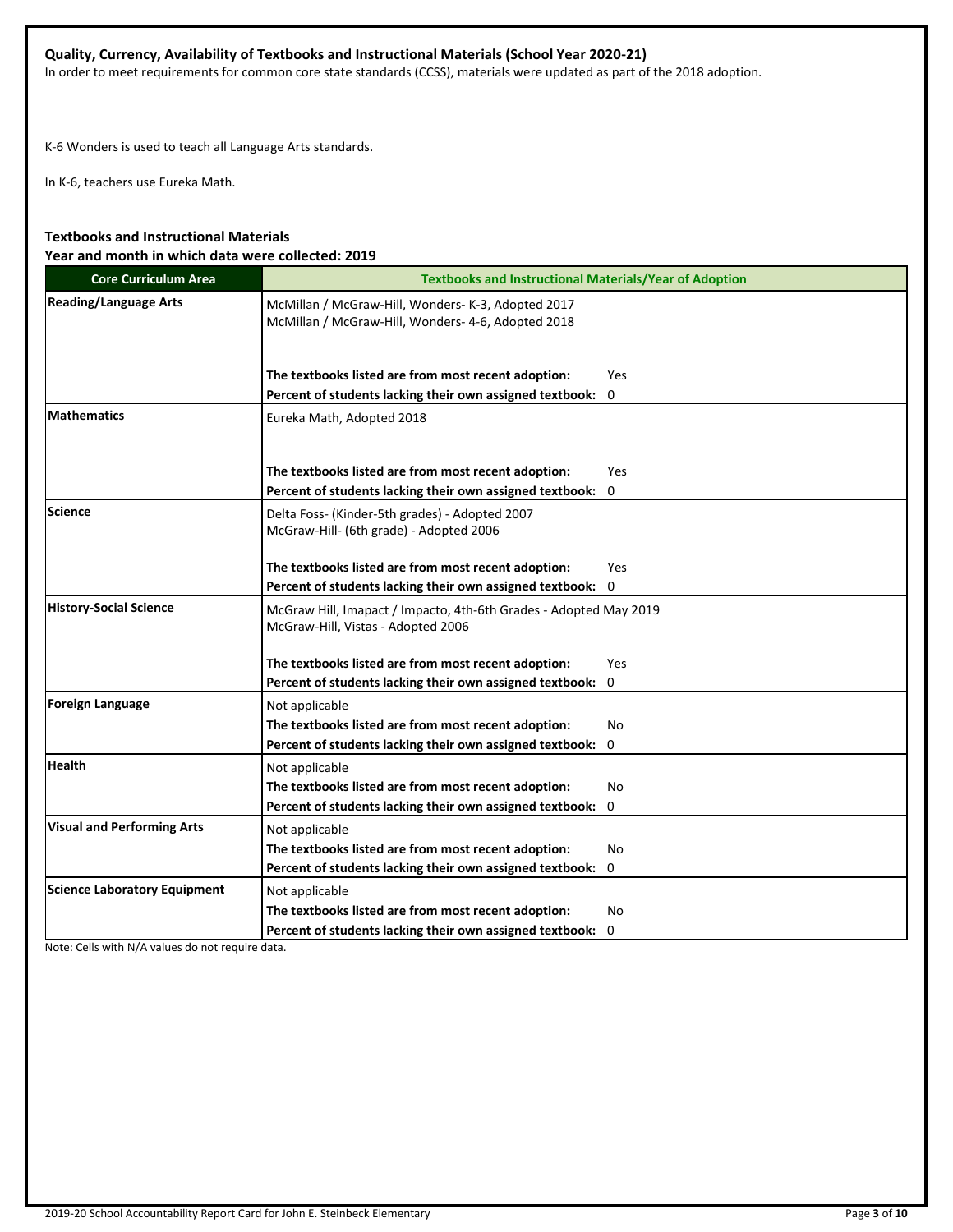**Quality, Currency, Availability of Textbooks and Instructional Materials (School Year 2020-21)**

In order to meet requirements for common core state standards (CCSS), materials were updated as part of the 2018 adoption.

K-6 Wonders is used to teach all Language Arts standards.

In K-6, teachers use Eureka Math.

**Textbooks and Instructional Materials**
**Year and month in which data were collected: 2019**

| Core Curriculum Area | Textbooks and Instructional Materials/Year of Adoption |
|---|---|
| **Reading/Language Arts** | McMillan / McGraw-Hill, Wonders- K-3, Adopted 2017<br>McMillan / McGraw-Hill, Wonders- 4-6, Adopted 2018<br><br>**The textbooks listed are from most recent adoption:** Yes<br>**Percent of students lacking their own assigned textbook:** 0 |
| **Mathematics** | Eureka Math, Adopted 2018<br><br>**The textbooks listed are from most recent adoption:** Yes<br>**Percent of students lacking their own assigned textbook:** 0 |
| **Science** | Delta Foss- (Kinder-5th grades) - Adopted 2007<br>McGraw-Hill- (6th grade) - Adopted 2006<br><br>**The textbooks listed are from most recent adoption:** Yes<br>**Percent of students lacking their own assigned textbook:** 0 |
| **History-Social Science** | McGraw Hill, Imapact / Impacto, 4th-6th Grades - Adopted May 2019<br>McGraw-Hill, Vistas - Adopted 2006<br><br>**The textbooks listed are from most recent adoption:** Yes<br>**Percent of students lacking their own assigned textbook:** 0 |
| **Foreign Language** | Not applicable<br>**The textbooks listed are from most recent adoption:** No<br>**Percent of students lacking their own assigned textbook:** 0 |
| **Health** | Not applicable<br>**The textbooks listed are from most recent adoption:** No<br>**Percent of students lacking their own assigned textbook:** 0 |
| **Visual and Performing Arts** | Not applicable<br>**The textbooks listed are from most recent adoption:** No<br>**Percent of students lacking their own assigned textbook:** 0 |
| **Science Laboratory Equipment** | Not applicable<br>**The textbooks listed are from most recent adoption:** No<br>**Percent of students lacking their own assigned textbook:** 0 |

Note: Cells with N/A values do not require data.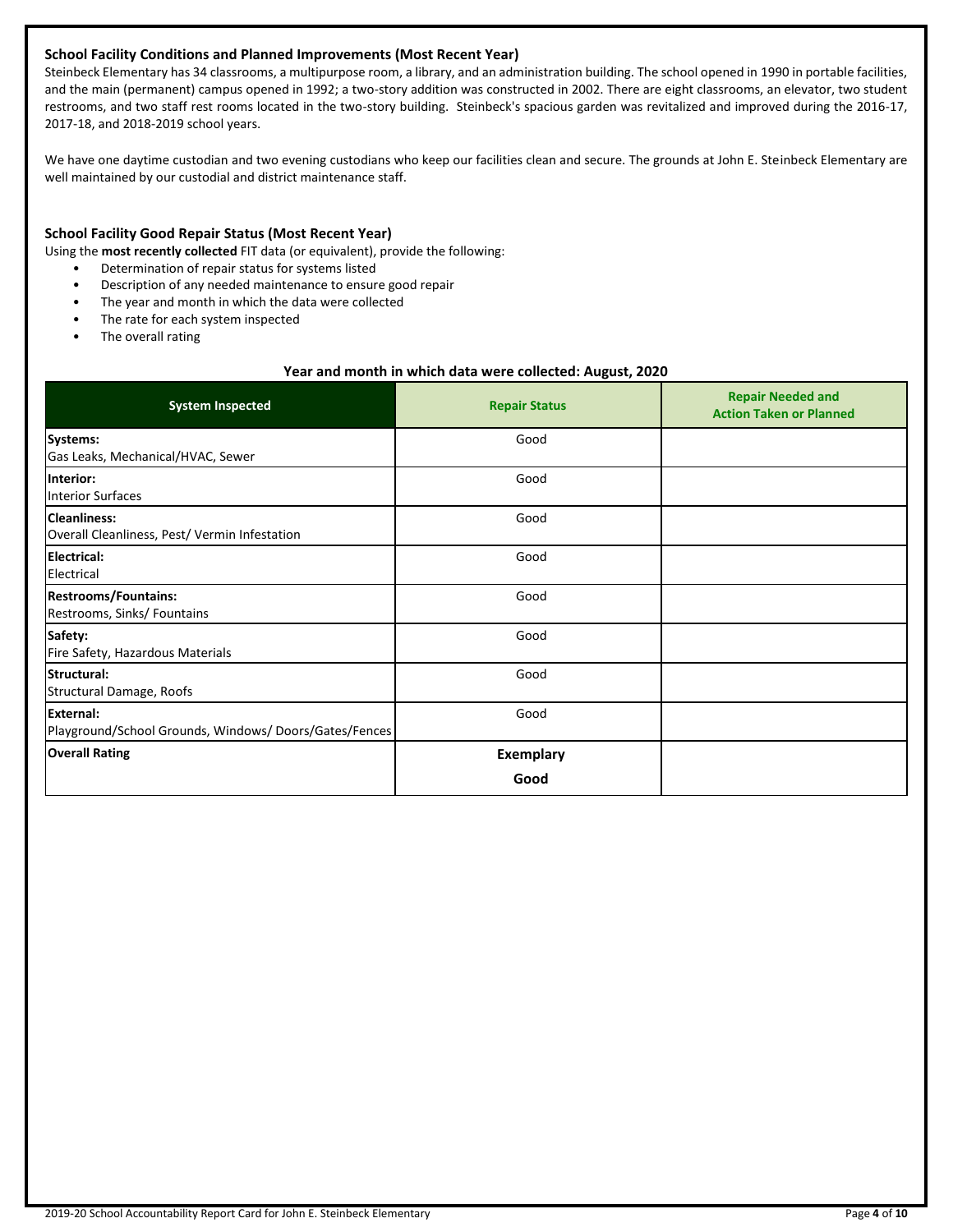### School Facility Conditions and Planned Improvements (Most Recent Year)

Steinbeck Elementary has 34 classrooms, a multipurpose room, a library, and an administration building. The school opened in 1990 in portable facilities, and the main (permanent) campus opened in 1992; a two-story addition was constructed in 2002. There are eight classrooms, an elevator, two student restrooms, and two staff rest rooms located in the two-story building. Steinbeck's spacious garden was revitalized and improved during the 2016-17, 2017-18, and 2018-2019 school years.

We have one daytime custodian and two evening custodians who keep our facilities clean and secure. The grounds at John E. Steinbeck Elementary are well maintained by our custodial and district maintenance staff.

### School Facility Good Repair Status (Most Recent Year)

Using the **most recently collected** FIT data (or equivalent), provide the following:

- Determination of repair status for systems listed
- Description of any needed maintenance to ensure good repair
- The year and month in which the data were collected
- The rate for each system inspected
- The overall rating

**Year and month in which data were collected: August, 2020**

| System Inspected | Repair Status | Repair Needed and Action Taken or Planned |
|---|---|---|
| **Systems:** Gas Leaks, Mechanical/HVAC, Sewer | Good | |
| **Interior:** Interior Surfaces | Good | |
| **Cleanliness:** Overall Cleanliness, Pest/ Vermin Infestation | Good | |
| **Electrical:** Electrical | Good | |
| **Restrooms/Fountains:** Restrooms, Sinks/ Fountains | Good | |
| **Safety:** Fire Safety, Hazardous Materials | Good | |
| **Structural:** Structural Damage, Roofs | Good | |
| **External:** Playground/School Grounds, Windows/ Doors/Gates/Fences | Good | |
| **Overall Rating** | **Exemplary** **Good** | |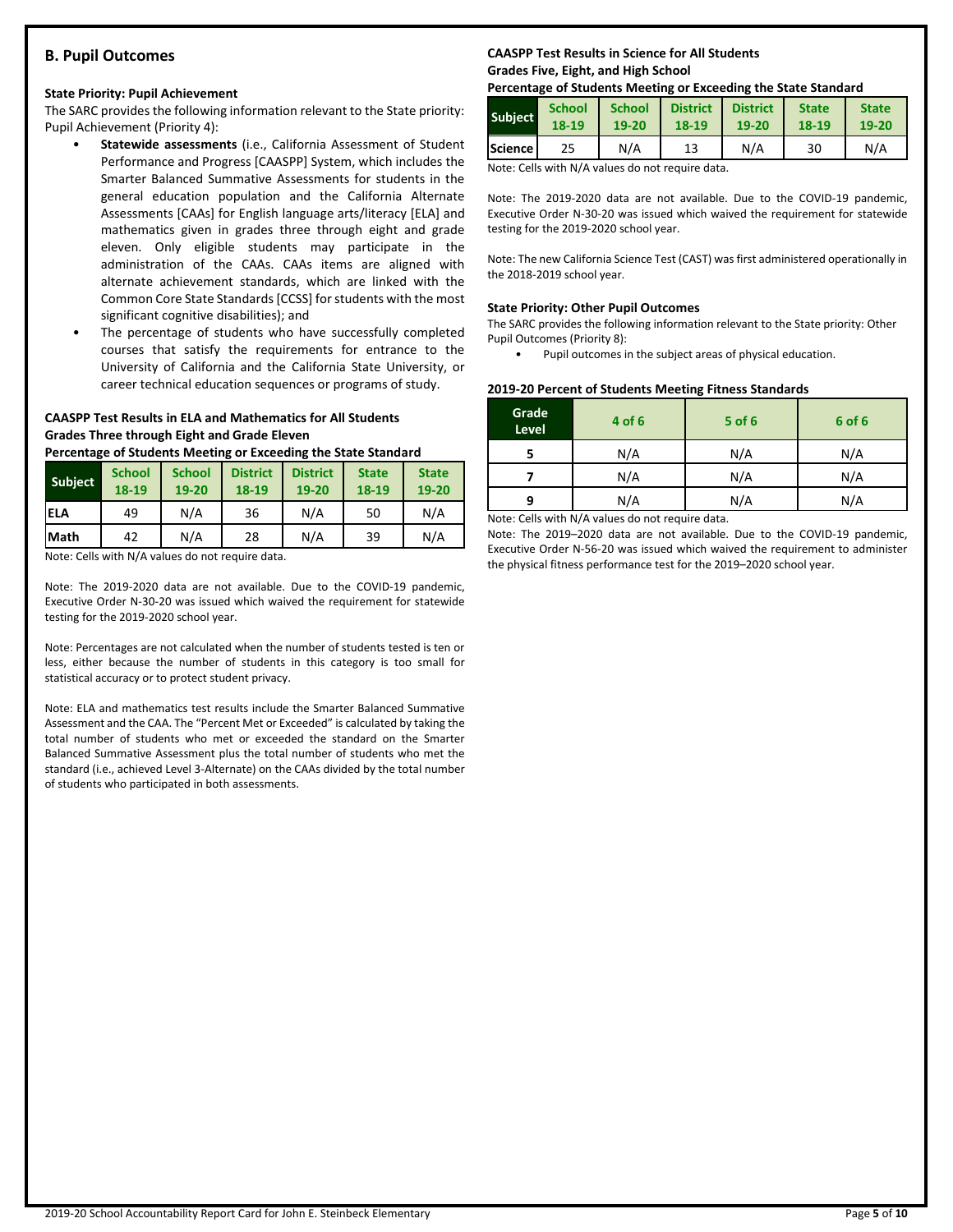## B. Pupil Outcomes

**State Priority: Pupil Achievement**

The SARC provides the following information relevant to the State priority: Pupil Achievement (Priority 4):

- **Statewide assessments** (i.e., California Assessment of Student Performance and Progress [CAASPP] System, which includes the Smarter Balanced Summative Assessments for students in the general education population and the California Alternate Assessments [CAAs] for English language arts/literacy [ELA] and mathematics given in grades three through eight and grade eleven. Only eligible students may participate in the administration of the CAAs. CAAs items are aligned with alternate achievement standards, which are linked with the Common Core State Standards [CCSS] for students with the most significant cognitive disabilities); and
- The percentage of students who have successfully completed courses that satisfy the requirements for entrance to the University of California and the California State University, or career technical education sequences or programs of study.

**CAASPP Test Results in ELA and Mathematics for All Students**
**Grades Three through Eight and Grade Eleven**
**Percentage of Students Meeting or Exceeding the State Standard**

| Subject | School 18-19 | School 19-20 | District 18-19 | District 19-20 | State 18-19 | State 19-20 |
|---|---|---|---|---|---|---|
| ELA | 49 | N/A | 36 | N/A | 50 | N/A |
| Math | 42 | N/A | 28 | N/A | 39 | N/A |

Note: Cells with N/A values do not require data.

Note: The 2019-2020 data are not available. Due to the COVID-19 pandemic, Executive Order N-30-20 was issued which waived the requirement for statewide testing for the 2019-2020 school year.

Note: Percentages are not calculated when the number of students tested is ten or less, either because the number of students in this category is too small for statistical accuracy or to protect student privacy.

Note: ELA and mathematics test results include the Smarter Balanced Summative Assessment and the CAA. The "Percent Met or Exceeded" is calculated by taking the total number of students who met or exceeded the standard on the Smarter Balanced Summative Assessment plus the total number of students who met the standard (i.e., achieved Level 3-Alternate) on the CAAs divided by the total number of students who participated in both assessments.

**CAASPP Test Results in Science for All Students**
**Grades Five, Eight, and High School**
**Percentage of Students Meeting or Exceeding the State Standard**

| Subject | School 18-19 | School 19-20 | District 18-19 | District 19-20 | State 18-19 | State 19-20 |
|---|---|---|---|---|---|---|
| Science | 25 | N/A | 13 | N/A | 30 | N/A |

Note: Cells with N/A values do not require data.

Note: The 2019-2020 data are not available. Due to the COVID-19 pandemic, Executive Order N-30-20 was issued which waived the requirement for statewide testing for the 2019-2020 school year.

Note: The new California Science Test (CAST) was first administered operationally in the 2018-2019 school year.

**State Priority: Other Pupil Outcomes**

The SARC provides the following information relevant to the State priority: Other Pupil Outcomes (Priority 8):

- Pupil outcomes in the subject areas of physical education.

**2019-20 Percent of Students Meeting Fitness Standards**

| Grade Level | 4 of 6 | 5 of 6 | 6 of 6 |
|---|---|---|---|
| 5 | N/A | N/A | N/A |
| 7 | N/A | N/A | N/A |
| 9 | N/A | N/A | N/A |

Note: Cells with N/A values do not require data.

Note: The 2019–2020 data are not available. Due to the COVID-19 pandemic, Executive Order N-56-20 was issued which waived the requirement to administer the physical fitness performance test for the 2019–2020 school year.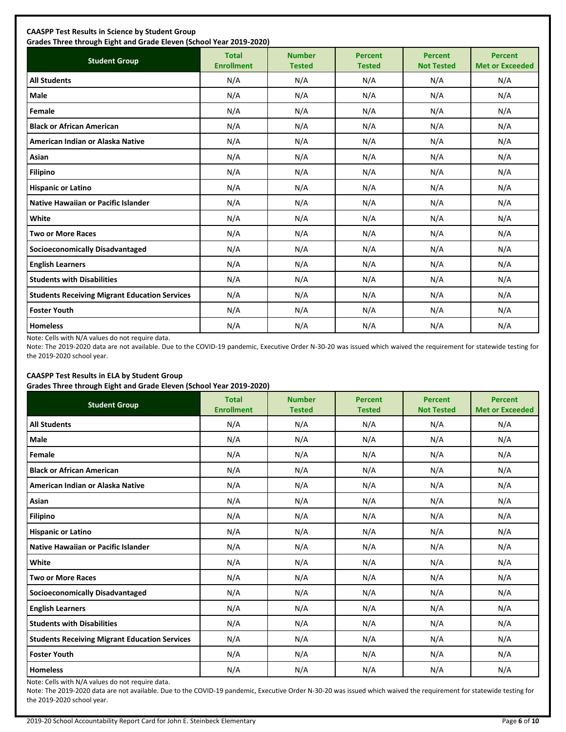**CAASPP Test Results in Science by Student Group**
**Grades Three through Eight and Grade Eleven (School Year 2019-2020)**

| Student Group | Total Enrollment | Number Tested | Percent Tested | Percent Not Tested | Percent Met or Exceeded |
|---|---|---|---|---|---|
| **All Students** | N/A | N/A | N/A | N/A | N/A |
| **Male** | N/A | N/A | N/A | N/A | N/A |
| **Female** | N/A | N/A | N/A | N/A | N/A |
| **Black or African American** | N/A | N/A | N/A | N/A | N/A |
| **American Indian or Alaska Native** | N/A | N/A | N/A | N/A | N/A |
| **Asian** | N/A | N/A | N/A | N/A | N/A |
| **Filipino** | N/A | N/A | N/A | N/A | N/A |
| **Hispanic or Latino** | N/A | N/A | N/A | N/A | N/A |
| **Native Hawaiian or Pacific Islander** | N/A | N/A | N/A | N/A | N/A |
| **White** | N/A | N/A | N/A | N/A | N/A |
| **Two or More Races** | N/A | N/A | N/A | N/A | N/A |
| **Socioeconomically Disadvantaged** | N/A | N/A | N/A | N/A | N/A |
| **English Learners** | N/A | N/A | N/A | N/A | N/A |
| **Students with Disabilities** | N/A | N/A | N/A | N/A | N/A |
| **Students Receiving Migrant Education Services** | N/A | N/A | N/A | N/A | N/A |
| **Foster Youth** | N/A | N/A | N/A | N/A | N/A |
| **Homeless** | N/A | N/A | N/A | N/A | N/A |

Note: Cells with N/A values do not require data.

Note: The 2019-2020 data are not available. Due to the COVID-19 pandemic, Executive Order N-30-20 was issued which waived the requirement for statewide testing for the 2019-2020 school year.

**CAASPP Test Results in ELA by Student Group**
**Grades Three through Eight and Grade Eleven (School Year 2019-2020)**

| Student Group | Total Enrollment | Number Tested | Percent Tested | Percent Not Tested | Percent Met or Exceeded |
|---|---|---|---|---|---|
| **All Students** | N/A | N/A | N/A | N/A | N/A |
| **Male** | N/A | N/A | N/A | N/A | N/A |
| **Female** | N/A | N/A | N/A | N/A | N/A |
| **Black or African American** | N/A | N/A | N/A | N/A | N/A |
| **American Indian or Alaska Native** | N/A | N/A | N/A | N/A | N/A |
| **Asian** | N/A | N/A | N/A | N/A | N/A |
| **Filipino** | N/A | N/A | N/A | N/A | N/A |
| **Hispanic or Latino** | N/A | N/A | N/A | N/A | N/A |
| **Native Hawaiian or Pacific Islander** | N/A | N/A | N/A | N/A | N/A |
| **White** | N/A | N/A | N/A | N/A | N/A |
| **Two or More Races** | N/A | N/A | N/A | N/A | N/A |
| **Socioeconomically Disadvantaged** | N/A | N/A | N/A | N/A | N/A |
| **English Learners** | N/A | N/A | N/A | N/A | N/A |
| **Students with Disabilities** | N/A | N/A | N/A | N/A | N/A |
| **Students Receiving Migrant Education Services** | N/A | N/A | N/A | N/A | N/A |
| **Foster Youth** | N/A | N/A | N/A | N/A | N/A |
| **Homeless** | N/A | N/A | N/A | N/A | N/A |

Note: Cells with N/A values do not require data.

Note: The 2019-2020 data are not available. Due to the COVID-19 pandemic, Executive Order N-30-20 was issued which waived the requirement for statewide testing for the 2019-2020 school year.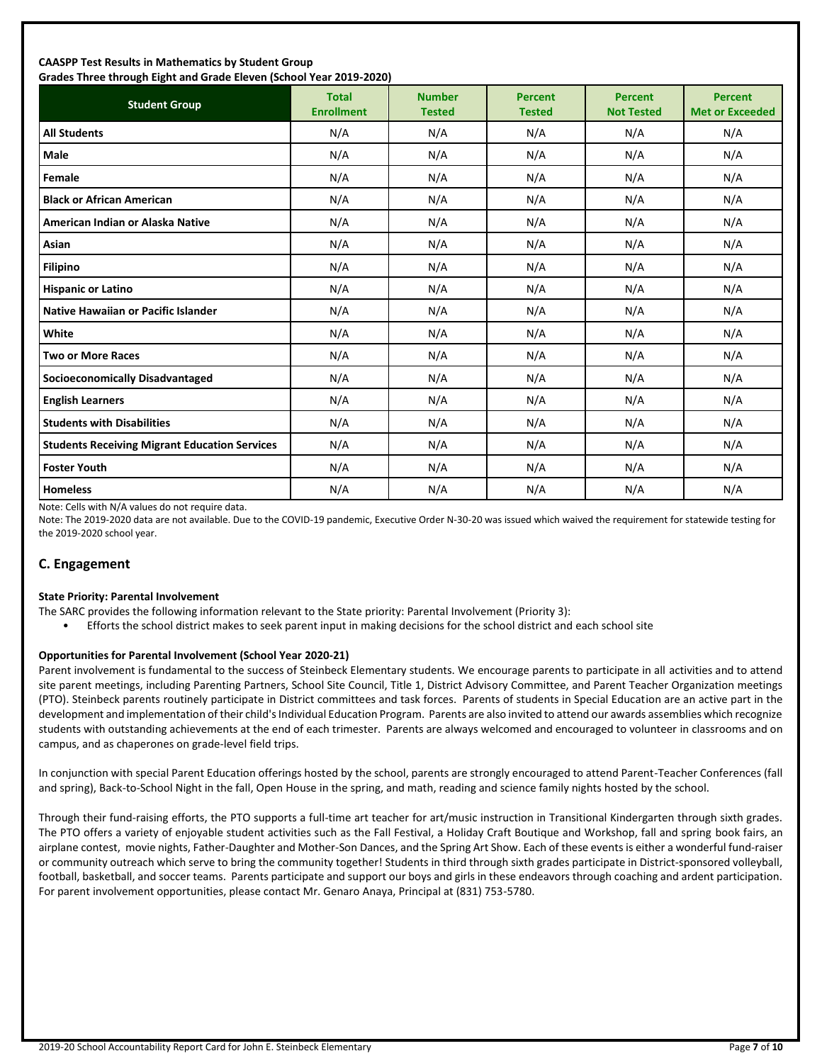**CAASPP Test Results in Mathematics by Student Group**
**Grades Three through Eight and Grade Eleven (School Year 2019-2020)**

| Student Group | Total Enrollment | Number Tested | Percent Tested | Percent Not Tested | Percent Met or Exceeded |
|---|---|---|---|---|---|
| **All Students** | N/A | N/A | N/A | N/A | N/A |
| **Male** | N/A | N/A | N/A | N/A | N/A |
| **Female** | N/A | N/A | N/A | N/A | N/A |
| **Black or African American** | N/A | N/A | N/A | N/A | N/A |
| **American Indian or Alaska Native** | N/A | N/A | N/A | N/A | N/A |
| **Asian** | N/A | N/A | N/A | N/A | N/A |
| **Filipino** | N/A | N/A | N/A | N/A | N/A |
| **Hispanic or Latino** | N/A | N/A | N/A | N/A | N/A |
| **Native Hawaiian or Pacific Islander** | N/A | N/A | N/A | N/A | N/A |
| **White** | N/A | N/A | N/A | N/A | N/A |
| **Two or More Races** | N/A | N/A | N/A | N/A | N/A |
| **Socioeconomically Disadvantaged** | N/A | N/A | N/A | N/A | N/A |
| **English Learners** | N/A | N/A | N/A | N/A | N/A |
| **Students with Disabilities** | N/A | N/A | N/A | N/A | N/A |
| **Students Receiving Migrant Education Services** | N/A | N/A | N/A | N/A | N/A |
| **Foster Youth** | N/A | N/A | N/A | N/A | N/A |
| **Homeless** | N/A | N/A | N/A | N/A | N/A |

Note: Cells with N/A values do not require data.

Note: The 2019-2020 data are not available. Due to the COVID-19 pandemic, Executive Order N-30-20 was issued which waived the requirement for statewide testing for the 2019-2020 school year.

## C. Engagement

**State Priority: Parental Involvement**

The SARC provides the following information relevant to the State priority: Parental Involvement (Priority 3):

- Efforts the school district makes to seek parent input in making decisions for the school district and each school site

**Opportunities for Parental Involvement (School Year 2020-21)**

Parent involvement is fundamental to the success of Steinbeck Elementary students. We encourage parents to participate in all activities and to attend site parent meetings, including Parenting Partners, School Site Council, Title 1, District Advisory Committee, and Parent Teacher Organization meetings (PTO). Steinbeck parents routinely participate in District committees and task forces. Parents of students in Special Education are an active part in the development and implementation of their child's Individual Education Program. Parents are also invited to attend our awards assemblies which recognize students with outstanding achievements at the end of each trimester. Parents are always welcomed and encouraged to volunteer in classrooms and on campus, and as chaperones on grade-level field trips.

In conjunction with special Parent Education offerings hosted by the school, parents are strongly encouraged to attend Parent-Teacher Conferences (fall and spring), Back-to-School Night in the fall, Open House in the spring, and math, reading and science family nights hosted by the school.

Through their fund-raising efforts, the PTO supports a full-time art teacher for art/music instruction in Transitional Kindergarten through sixth grades. The PTO offers a variety of enjoyable student activities such as the Fall Festival, a Holiday Craft Boutique and Workshop, fall and spring book fairs, an airplane contest, movie nights, Father-Daughter and Mother-Son Dances, and the Spring Art Show. Each of these events is either a wonderful fund-raiser or community outreach which serve to bring the community together! Students in third through sixth grades participate in District-sponsored volleyball, football, basketball, and soccer teams. Parents participate and support our boys and girls in these endeavors through coaching and ardent participation. For parent involvement opportunities, please contact Mr. Genaro Anaya, Principal at (831) 753-5780.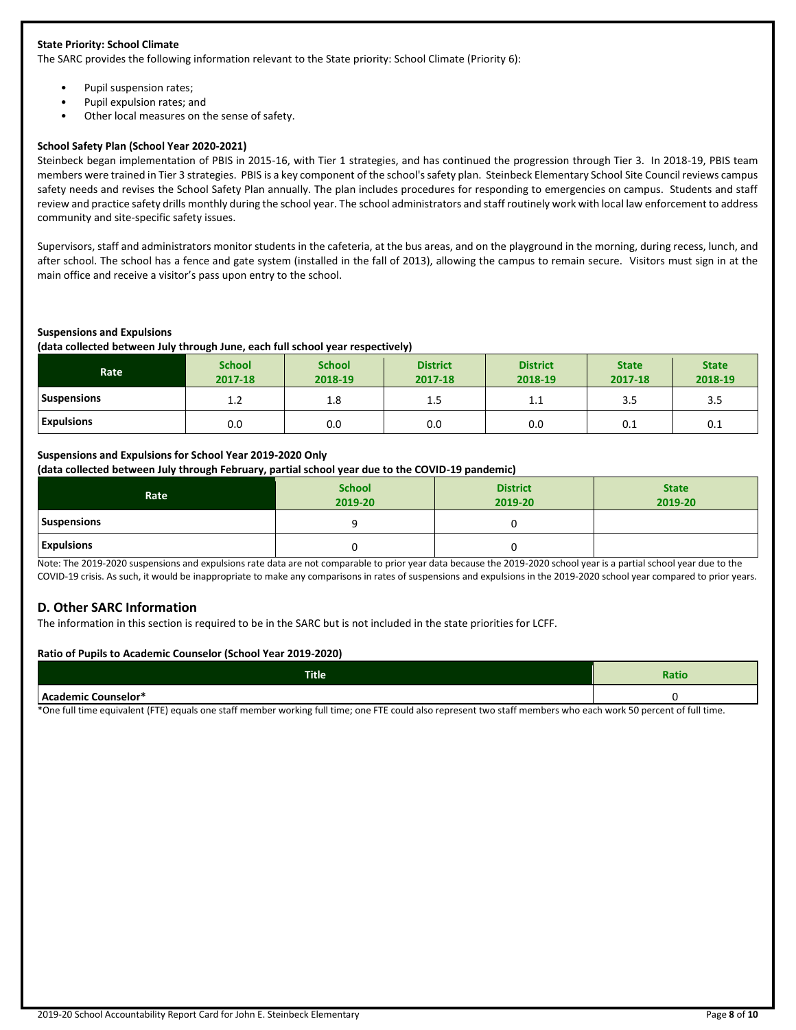**State Priority: School Climate**

The SARC provides the following information relevant to the State priority: School Climate (Priority 6):

- Pupil suspension rates;
- Pupil expulsion rates; and
- Other local measures on the sense of safety.

**School Safety Plan (School Year 2020-2021)**

Steinbeck began implementation of PBIS in 2015-16, with Tier 1 strategies, and has continued the progression through Tier 3. In 2018-19, PBIS team members were trained in Tier 3 strategies. PBIS is a key component of the school's safety plan. Steinbeck Elementary School Site Council reviews campus safety needs and revises the School Safety Plan annually. The plan includes procedures for responding to emergencies on campus. Students and staff review and practice safety drills monthly during the school year. The school administrators and staff routinely work with local law enforcement to address community and site-specific safety issues.

Supervisors, staff and administrators monitor students in the cafeteria, at the bus areas, and on the playground in the morning, during recess, lunch, and after school. The school has a fence and gate system (installed in the fall of 2013), allowing the campus to remain secure. Visitors must sign in at the main office and receive a visitor's pass upon entry to the school.

**Suspensions and Expulsions**

**(data collected between July through June, each full school year respectively)**

| Rate | School 2017-18 | School 2018-19 | District 2017-18 | District 2018-19 | State 2017-18 | State 2018-19 |
|---|---|---|---|---|---|---|
| Suspensions | 1.2 | 1.8 | 1.5 | 1.1 | 3.5 | 3.5 |
| Expulsions | 0.0 | 0.0 | 0.0 | 0.0 | 0.1 | 0.1 |

**Suspensions and Expulsions for School Year 2019-2020 Only**

**(data collected between July through February, partial school year due to the COVID-19 pandemic)**

| Rate | School 2019-20 | District 2019-20 | State 2019-20 |
|---|---|---|---|
| Suspensions | 9 | 0 | |
| Expulsions | 0 | 0 | |

Note: The 2019-2020 suspensions and expulsions rate data are not comparable to prior year data because the 2019-2020 school year is a partial school year due to the COVID-19 crisis. As such, it would be inappropriate to make any comparisons in rates of suspensions and expulsions in the 2019-2020 school year compared to prior years.

## D. Other SARC Information

The information in this section is required to be in the SARC but is not included in the state priorities for LCFF.

**Ratio of Pupils to Academic Counselor (School Year 2019-2020)**

| Title | Ratio |
|---|---|
| Academic Counselor* | 0 |

*One full time equivalent (FTE) equals one staff member working full time; one FTE could also represent two staff members who each work 50 percent of full time.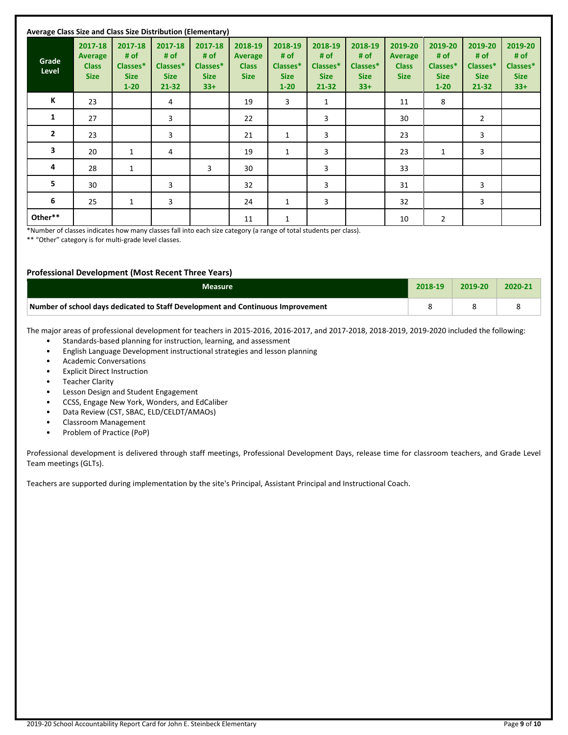**Average Class Size and Class Size Distribution (Elementary)**

| Grade Level | 2017-18 Average Class Size | 2017-18 # of Classes* Size 1-20 | 2017-18 # of Classes* Size 21-32 | 2017-18 # of Classes* Size 33+ | 2018-19 Average Class Size | 2018-19 # of Classes* Size 1-20 | 2018-19 # of Classes* Size 21-32 | 2018-19 # of Classes* Size 33+ | 2019-20 Average Class Size | 2019-20 # of Classes* Size 1-20 | 2019-20 # of Classes* Size 21-32 | 2019-20 # of Classes* Size 33+ |
|---|---|---|---|---|---|---|---|---|---|---|---|---|
| K | 23 | | 4 | | 19 | 3 | 1 | | 11 | 8 | | |
| 1 | 27 | | 3 | | 22 | | 3 | | 30 | | 2 | |
| 2 | 23 | | 3 | | 21 | 1 | 3 | | 23 | | 3 | |
| 3 | 20 | 1 | 4 | | 19 | 1 | 3 | | 23 | 1 | 3 | |
| 4 | 28 | 1 | | 3 | 30 | | 3 | | 33 | | | |
| 5 | 30 | | 3 | | 32 | | 3 | | 31 | | 3 | |
| 6 | 25 | 1 | 3 | | 24 | 1 | 3 | | 32 | | 3 | |
| Other** | | | | | 11 | 1 | | | 10 | 2 | | |

*Number of classes indicates how many classes fall into each size category (a range of total students per class).

** "Other" category is for multi-grade level classes.

**Professional Development (Most Recent Three Years)**

| Measure | 2018-19 | 2019-20 | 2020-21 |
|---|---|---|---|
| Number of school days dedicated to Staff Development and Continuous Improvement | 8 | 8 | 8 |

The major areas of professional development for teachers in 2015-2016, 2016-2017, and 2017-2018, 2018-2019, 2019-2020 included the following:

- Standards-based planning for instruction, learning, and assessment
- English Language Development instructional strategies and lesson planning
- Academic Conversations
- Explicit Direct Instruction
- Teacher Clarity
- Lesson Design and Student Engagement
- CCSS, Engage New York, Wonders, and EdCaliber
- Data Review (CST, SBAC, ELD/CELDT/AMAOs)
- Classroom Management
- Problem of Practice (PoP)

Professional development is delivered through staff meetings, Professional Development Days, release time for classroom teachers, and Grade Level Team meetings (GLTs).

Teachers are supported during implementation by the site's Principal, Assistant Principal and Instructional Coach.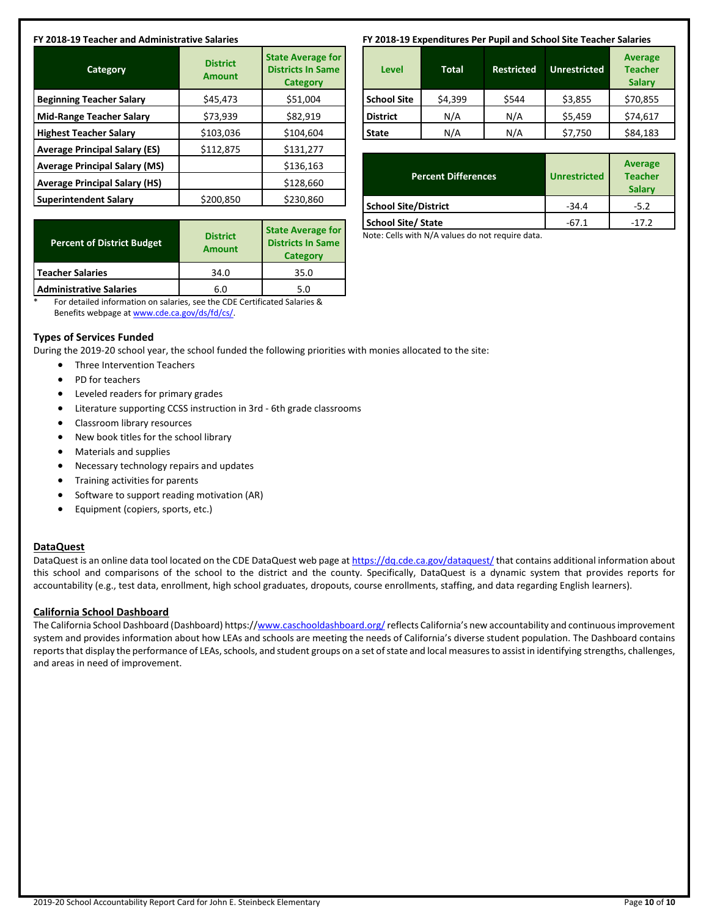**FY 2018-19 Teacher and Administrative Salaries**

| Category | District Amount | State Average for Districts In Same Category |
|---|---|---|
| Beginning Teacher Salary | $45,473 | $51,004 |
| Mid-Range Teacher Salary | $73,939 | $82,919 |
| Highest Teacher Salary | $103,036 | $104,604 |
| Average Principal Salary (ES) | $112,875 | $131,277 |
| Average Principal Salary (MS) | | $136,163 |
| Average Principal Salary (HS) | | $128,660 |
| Superintendent Salary | $200,850 | $230,860 |

| Percent of District Budget | District Amount | State Average for Districts In Same Category |
|---|---|---|
| Teacher Salaries | 34.0 | 35.0 |
| Administrative Salaries | 6.0 | 5.0 |

* For detailed information on salaries, see the CDE Certificated Salaries & Benefits webpage at www.cde.ca.gov/ds/fd/cs/.

**FY 2018-19 Expenditures Per Pupil and School Site Teacher Salaries**

| Level | Total | Restricted | Unrestricted | Average Teacher Salary |
|---|---|---|---|---|
| School Site | $4,399 | $544 | $3,855 | $70,855 |
| District | N/A | N/A | $5,459 | $74,617 |
| State | N/A | N/A | $7,750 | $84,183 |

| Percent Differences | Unrestricted | Average Teacher Salary |
|---|---|---|
| School Site/District | -34.4 | -5.2 |
| School Site/ State | -67.1 | -17.2 |

Note: Cells with N/A values do not require data.

## Types of Services Funded

During the 2019-20 school year, the school funded the following priorities with monies allocated to the site:

- Three Intervention Teachers
- PD for teachers
- Leveled readers for primary grades
- Literature supporting CCSS instruction in 3rd - 6th grade classrooms
- Classroom library resources
- New book titles for the school library
- Materials and supplies
- Necessary technology repairs and updates
- Training activities for parents
- Software to support reading motivation (AR)
- Equipment (copiers, sports, etc.)

## DataQuest

DataQuest is an online data tool located on the CDE DataQuest web page at https://dq.cde.ca.gov/dataquest/ that contains additional information about this school and comparisons of the school to the district and the county. Specifically, DataQuest is a dynamic system that provides reports for accountability (e.g., test data, enrollment, high school graduates, dropouts, course enrollments, staffing, and data regarding English learners).

## California School Dashboard

The California School Dashboard (Dashboard) https://www.caschooldashboard.org/ reflects California's new accountability and continuous improvement system and provides information about how LEAs and schools are meeting the needs of California's diverse student population. The Dashboard contains reports that display the performance of LEAs, schools, and student groups on a set of state and local measures to assist in identifying strengths, challenges, and areas in need of improvement.